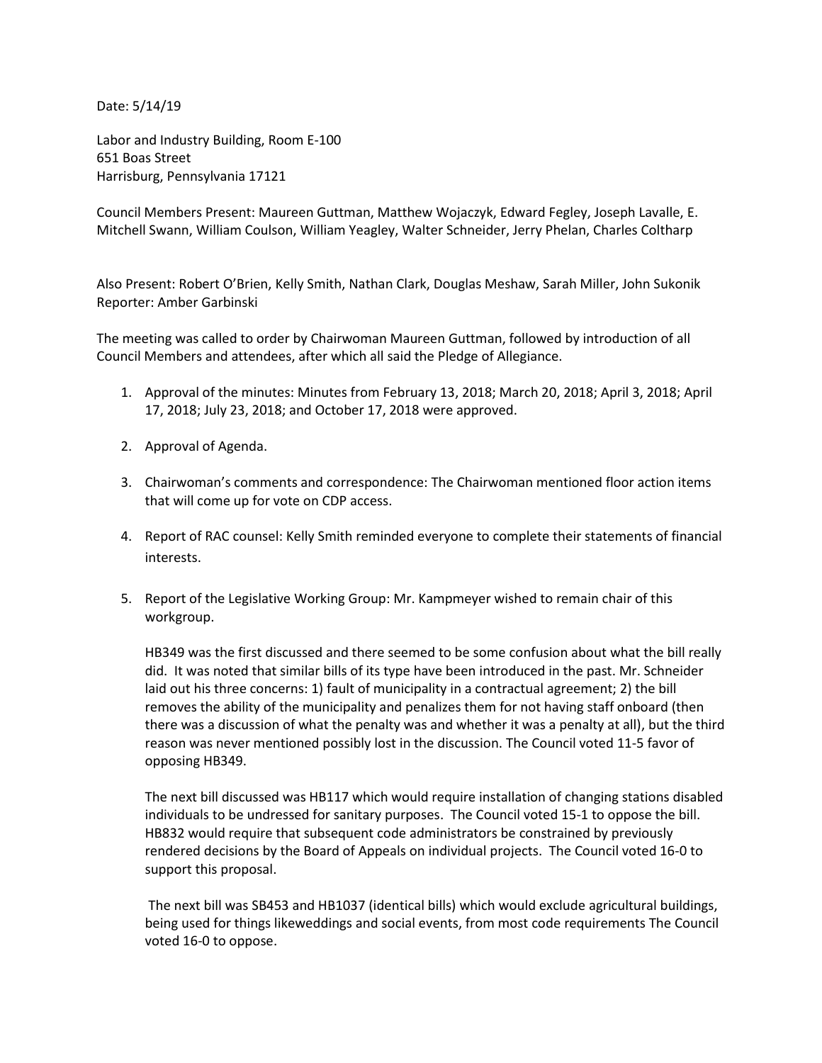Date: 5/14/19

Labor and Industry Building, Room E-100
651 Boas Street
Harrisburg, Pennsylvania 17121

Council Members Present: Maureen Guttman, Matthew Wojaczyk, Edward Fegley, Joseph Lavalle, E. Mitchell Swann, William Coulson, William Yeagley, Walter Schneider, Jerry Phelan, Charles Coltharp

Also Present: Robert O'Brien, Kelly Smith, Nathan Clark, Douglas Meshaw, Sarah Miller, John Sukonik
Reporter: Amber Garbinski

The meeting was called to order by Chairwoman Maureen Guttman, followed by introduction of all Council Members and attendees, after which all said the Pledge of Allegiance.

1. Approval of the minutes: Minutes from February 13, 2018; March 20, 2018; April 3, 2018; April 17, 2018; July 23, 2018; and October 17, 2018 were approved.

2. Approval of Agenda.

3. Chairwoman's comments and correspondence: The Chairwoman mentioned floor action items that will come up for vote on CDP access.

4. Report of RAC counsel: Kelly Smith reminded everyone to complete their statements of financial interests.

5. Report of the Legislative Working Group: Mr. Kampmeyer wished to remain chair of this workgroup.

   HB349 was the first discussed and there seemed to be some confusion about what the bill really did. It was noted that similar bills of its type have been introduced in the past. Mr. Schneider laid out his three concerns: 1) fault of municipality in a contractual agreement; 2) the bill removes the ability of the municipality and penalizes them for not having staff onboard (then there was a discussion of what the penalty was and whether it was a penalty at all), but the third reason was never mentioned possibly lost in the discussion. The Council voted 11-5 favor of opposing HB349.

   The next bill discussed was HB117 which would require installation of changing stations disabled individuals to be undressed for sanitary purposes. The Council voted 15-1 to oppose the bill. HB832 would require that subsequent code administrators be constrained by previously rendered decisions by the Board of Appeals on individual projects. The Council voted 16-0 to support this proposal.

   The next bill was SB453 and HB1037 (identical bills) which would exclude agricultural buildings, being used for things likeweddings and social events, from most code requirements The Council voted 16-0 to oppose.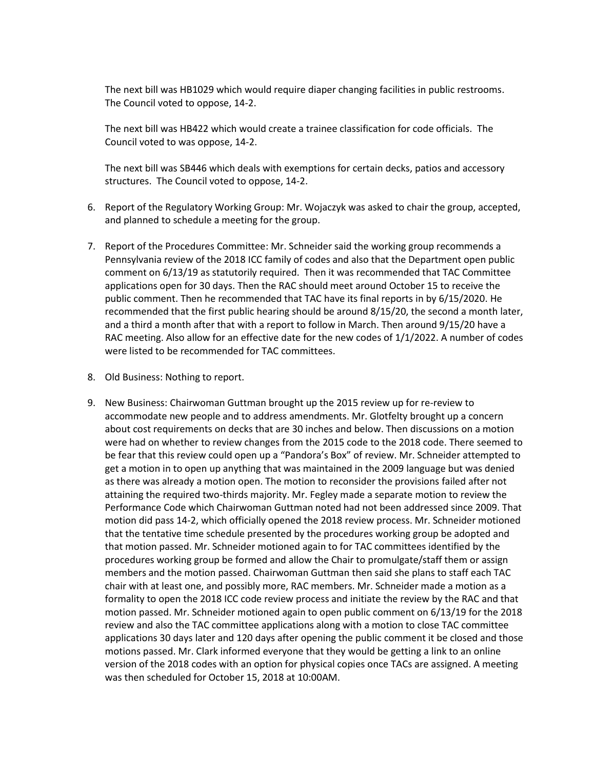The next bill was HB1029 which would require diaper changing facilities in public restrooms. The Council voted to oppose, 14-2.

The next bill was HB422 which would create a trainee classification for code officials. The Council voted to was oppose, 14-2.

The next bill was SB446 which deals with exemptions for certain decks, patios and accessory structures. The Council voted to oppose, 14-2.

6. Report of the Regulatory Working Group: Mr. Wojaczyk was asked to chair the group, accepted, and planned to schedule a meeting for the group.

7. Report of the Procedures Committee: Mr. Schneider said the working group recommends a Pennsylvania review of the 2018 ICC family of codes and also that the Department open public comment on 6/13/19 as statutorily required. Then it was recommended that TAC Committee applications open for 30 days. Then the RAC should meet around October 15 to receive the public comment. Then he recommended that TAC have its final reports in by 6/15/2020. He recommended that the first public hearing should be around 8/15/20, the second a month later, and a third a month after that with a report to follow in March. Then around 9/15/20 have a RAC meeting. Also allow for an effective date for the new codes of 1/1/2022. A number of codes were listed to be recommended for TAC committees.

8. Old Business: Nothing to report.

9. New Business: Chairwoman Guttman brought up the 2015 review up for re-review to accommodate new people and to address amendments. Mr. Glotfelty brought up a concern about cost requirements on decks that are 30 inches and below. Then discussions on a motion were had on whether to review changes from the 2015 code to the 2018 code. There seemed to be fear that this review could open up a "Pandora's Box" of review. Mr. Schneider attempted to get a motion in to open up anything that was maintained in the 2009 language but was denied as there was already a motion open. The motion to reconsider the provisions failed after not attaining the required two-thirds majority. Mr. Fegley made a separate motion to review the Performance Code which Chairwoman Guttman noted had not been addressed since 2009. That motion did pass 14-2, which officially opened the 2018 review process. Mr. Schneider motioned that the tentative time schedule presented by the procedures working group be adopted and that motion passed. Mr. Schneider motioned again to for TAC committees identified by the procedures working group be formed and allow the Chair to promulgate/staff them or assign members and the motion passed. Chairwoman Guttman then said she plans to staff each TAC chair with at least one, and possibly more, RAC members. Mr. Schneider made a motion as a formality to open the 2018 ICC code review process and initiate the review by the RAC and that motion passed. Mr. Schneider motioned again to open public comment on 6/13/19 for the 2018 review and also the TAC committee applications along with a motion to close TAC committee applications 30 days later and 120 days after opening the public comment it be closed and those motions passed. Mr. Clark informed everyone that they would be getting a link to an online version of the 2018 codes with an option for physical copies once TACs are assigned. A meeting was then scheduled for October 15, 2018 at 10:00AM.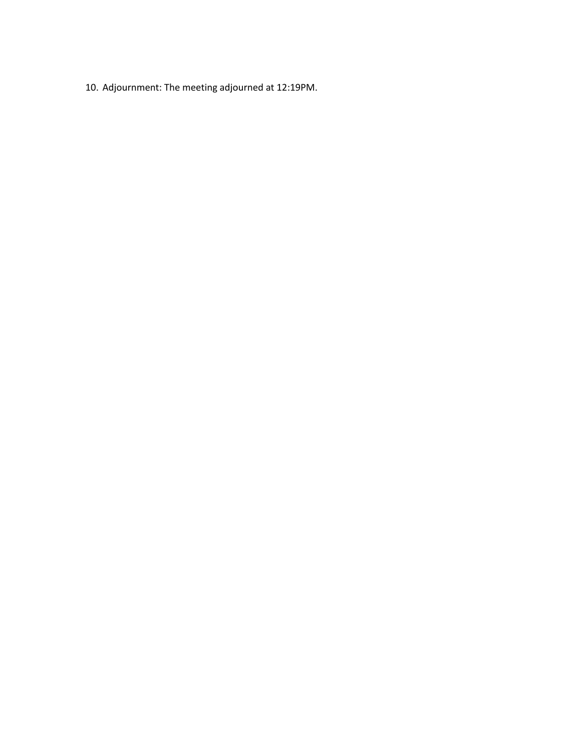10. Adjournment: The meeting adjourned at 12:19PM.